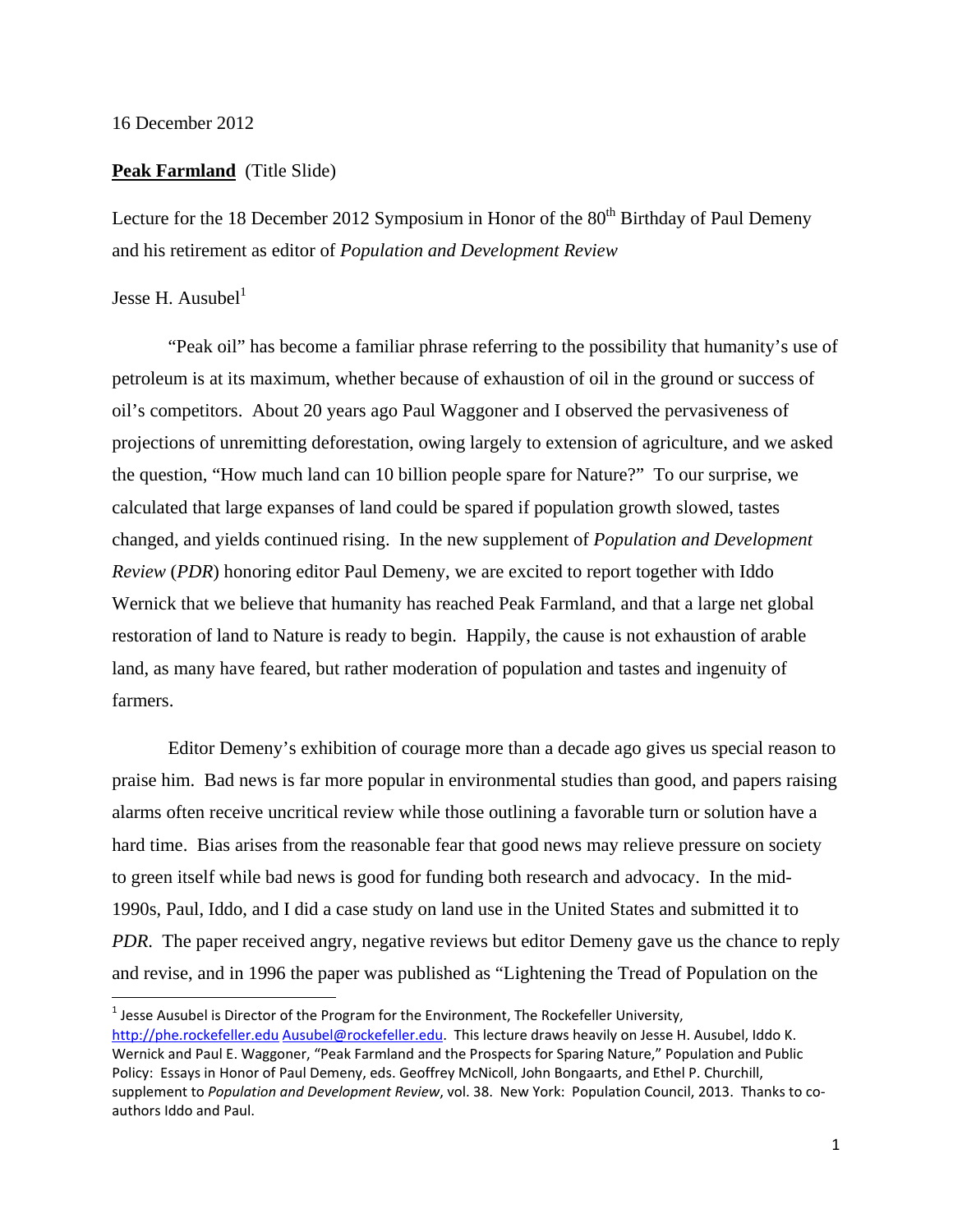16 December 2012

**Peak Farmland** (Title Slide)

Lecture for the 18 December 2012 Symposium in Honor of the 80th Birthday of Paul Demeny and his retirement as editor of *Population and Development Review*

Jesse H. Ausubel[1]

"Peak oil" has become a familiar phrase referring to the possibility that humanity's use of petroleum is at its maximum, whether because of exhaustion of oil in the ground or success of oil's competitors. About 20 years ago Paul Waggoner and I observed the pervasiveness of projections of unremitting deforestation, owing largely to extension of agriculture, and we asked the question, "How much land can 10 billion people spare for Nature?" To our surprise, we calculated that large expanses of land could be spared if population growth slowed, tastes changed, and yields continued rising. In the new supplement of *Population and Development Review* (*PDR*) honoring editor Paul Demeny, we are excited to report together with Iddo Wernick that we believe that humanity has reached Peak Farmland, and that a large net global restoration of land to Nature is ready to begin. Happily, the cause is not exhaustion of arable land, as many have feared, but rather moderation of population and tastes and ingenuity of farmers.

Editor Demeny's exhibition of courage more than a decade ago gives us special reason to praise him. Bad news is far more popular in environmental studies than good, and papers raising alarms often receive uncritical review while those outlining a favorable turn or solution have a hard time. Bias arises from the reasonable fear that good news may relieve pressure on society to green itself while bad news is good for funding both research and advocacy. In the mid-1990s, Paul, Iddo, and I did a case study on land use in the United States and submitted it to *PDR*. The paper received angry, negative reviews but editor Demeny gave us the chance to reply and revise, and in 1996 the paper was published as "Lightening the Tread of Population on the

[1] Jesse Ausubel is Director of the Program for the Environment, The Rockefeller University, http://phe.rockefeller.edu Ausubel@rockefeller.edu. This lecture draws heavily on Jesse H. Ausubel, Iddo K. Wernick and Paul E. Waggoner, "Peak Farmland and the Prospects for Sparing Nature," Population and Public Policy: Essays in Honor of Paul Demeny, eds. Geoffrey McNicoll, John Bongaarts, and Ethel P. Churchill, supplement to *Population and Development Review*, vol. 38. New York: Population Council, 2013. Thanks to co-authors Iddo and Paul.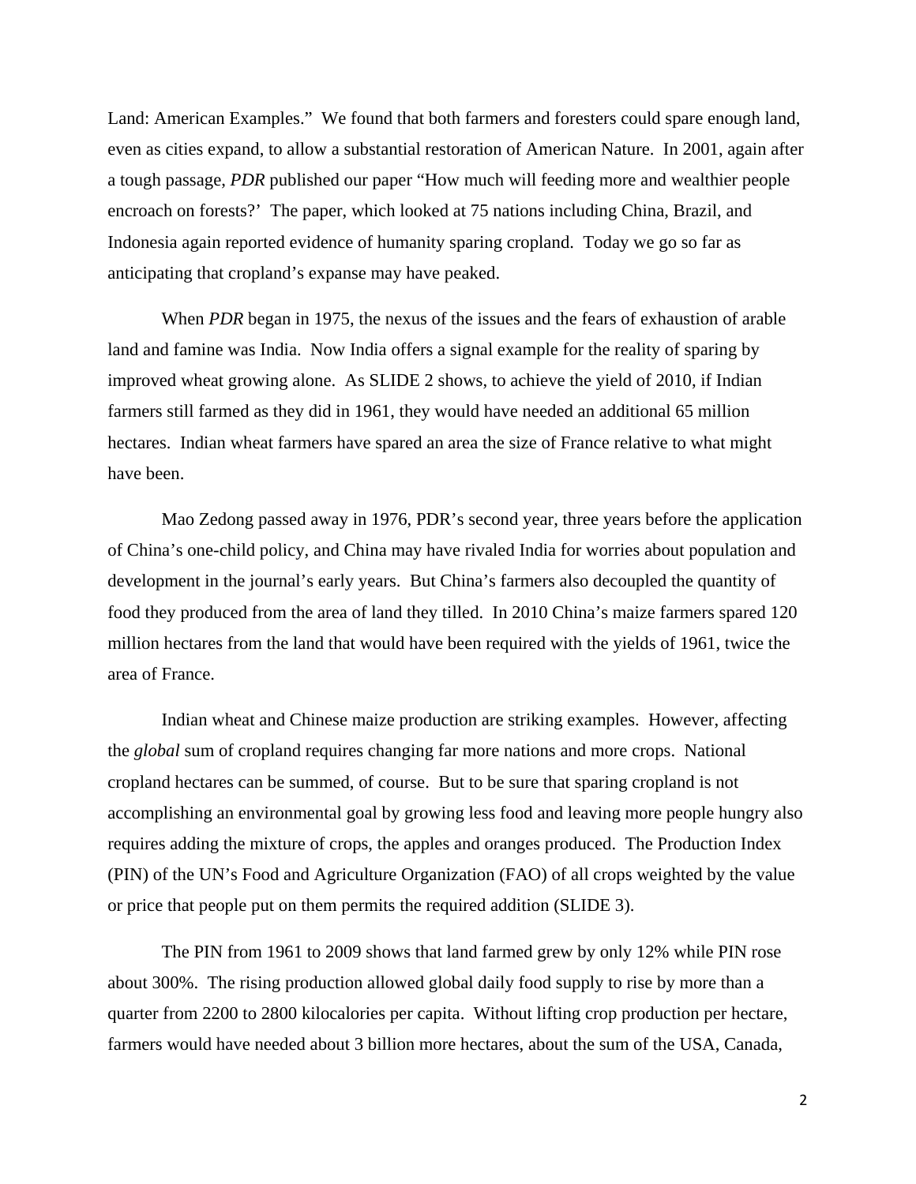Land: American Examples." We found that both farmers and foresters could spare enough land, even as cities expand, to allow a substantial restoration of American Nature. In 2001, again after a tough passage, *PDR* published our paper "How much will feeding more and wealthier people encroach on forests?' The paper, which looked at 75 nations including China, Brazil, and Indonesia again reported evidence of humanity sparing cropland. Today we go so far as anticipating that cropland's expanse may have peaked.

When *PDR* began in 1975, the nexus of the issues and the fears of exhaustion of arable land and famine was India. Now India offers a signal example for the reality of sparing by improved wheat growing alone. As SLIDE 2 shows, to achieve the yield of 2010, if Indian farmers still farmed as they did in 1961, they would have needed an additional 65 million hectares. Indian wheat farmers have spared an area the size of France relative to what might have been.

Mao Zedong passed away in 1976, PDR's second year, three years before the application of China's one-child policy, and China may have rivaled India for worries about population and development in the journal's early years. But China's farmers also decoupled the quantity of food they produced from the area of land they tilled. In 2010 China's maize farmers spared 120 million hectares from the land that would have been required with the yields of 1961, twice the area of France.

Indian wheat and Chinese maize production are striking examples. However, affecting the *global* sum of cropland requires changing far more nations and more crops. National cropland hectares can be summed, of course. But to be sure that sparing cropland is not accomplishing an environmental goal by growing less food and leaving more people hungry also requires adding the mixture of crops, the apples and oranges produced. The Production Index (PIN) of the UN's Food and Agriculture Organization (FAO) of all crops weighted by the value or price that people put on them permits the required addition (SLIDE 3).

The PIN from 1961 to 2009 shows that land farmed grew by only 12% while PIN rose about 300%. The rising production allowed global daily food supply to rise by more than a quarter from 2200 to 2800 kilocalories per capita. Without lifting crop production per hectare, farmers would have needed about 3 billion more hectares, about the sum of the USA, Canada,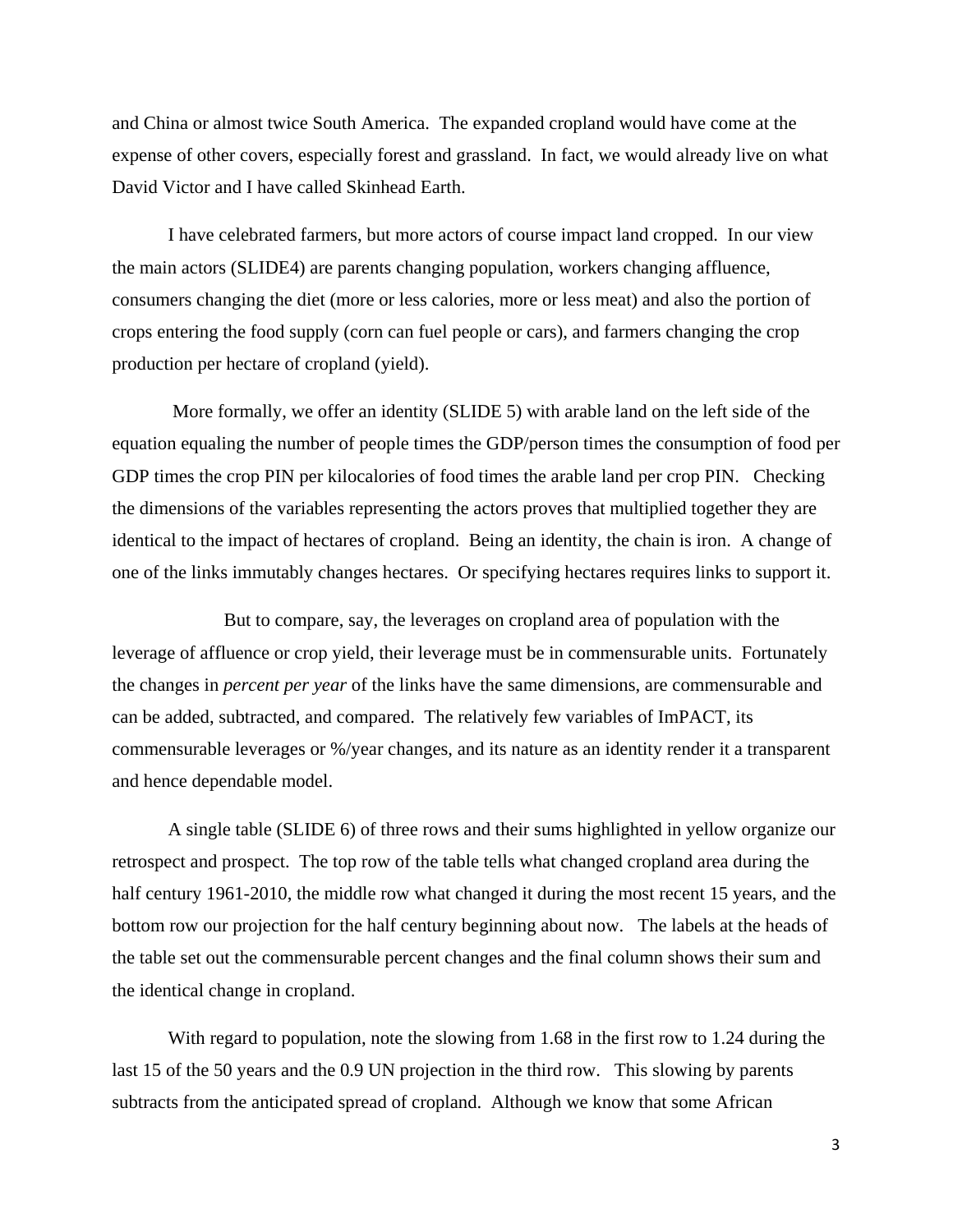and China or almost twice South America. The expanded cropland would have come at the expense of other covers, especially forest and grassland. In fact, we would already live on what David Victor and I have called Skinhead Earth.

I have celebrated farmers, but more actors of course impact land cropped. In our view the main actors (SLIDE4) are parents changing population, workers changing affluence, consumers changing the diet (more or less calories, more or less meat) and also the portion of crops entering the food supply (corn can fuel people or cars), and farmers changing the crop production per hectare of cropland (yield).

More formally, we offer an identity (SLIDE 5) with arable land on the left side of the equation equaling the number of people times the GDP/person times the consumption of food per GDP times the crop PIN per kilocalories of food times the arable land per crop PIN. Checking the dimensions of the variables representing the actors proves that multiplied together they are identical to the impact of hectares of cropland. Being an identity, the chain is iron. A change of one of the links immutably changes hectares. Or specifying hectares requires links to support it.

But to compare, say, the leverages on cropland area of population with the leverage of affluence or crop yield, their leverage must be in commensurable units. Fortunately the changes in *percent per year* of the links have the same dimensions, are commensurable and can be added, subtracted, and compared. The relatively few variables of ImPACT, its commensurable leverages or %/year changes, and its nature as an identity render it a transparent and hence dependable model.

A single table (SLIDE 6) of three rows and their sums highlighted in yellow organize our retrospect and prospect. The top row of the table tells what changed cropland area during the half century 1961-2010, the middle row what changed it during the most recent 15 years, and the bottom row our projection for the half century beginning about now. The labels at the heads of the table set out the commensurable percent changes and the final column shows their sum and the identical change in cropland.

With regard to population, note the slowing from 1.68 in the first row to 1.24 during the last 15 of the 50 years and the 0.9 UN projection in the third row. This slowing by parents subtracts from the anticipated spread of cropland. Although we know that some African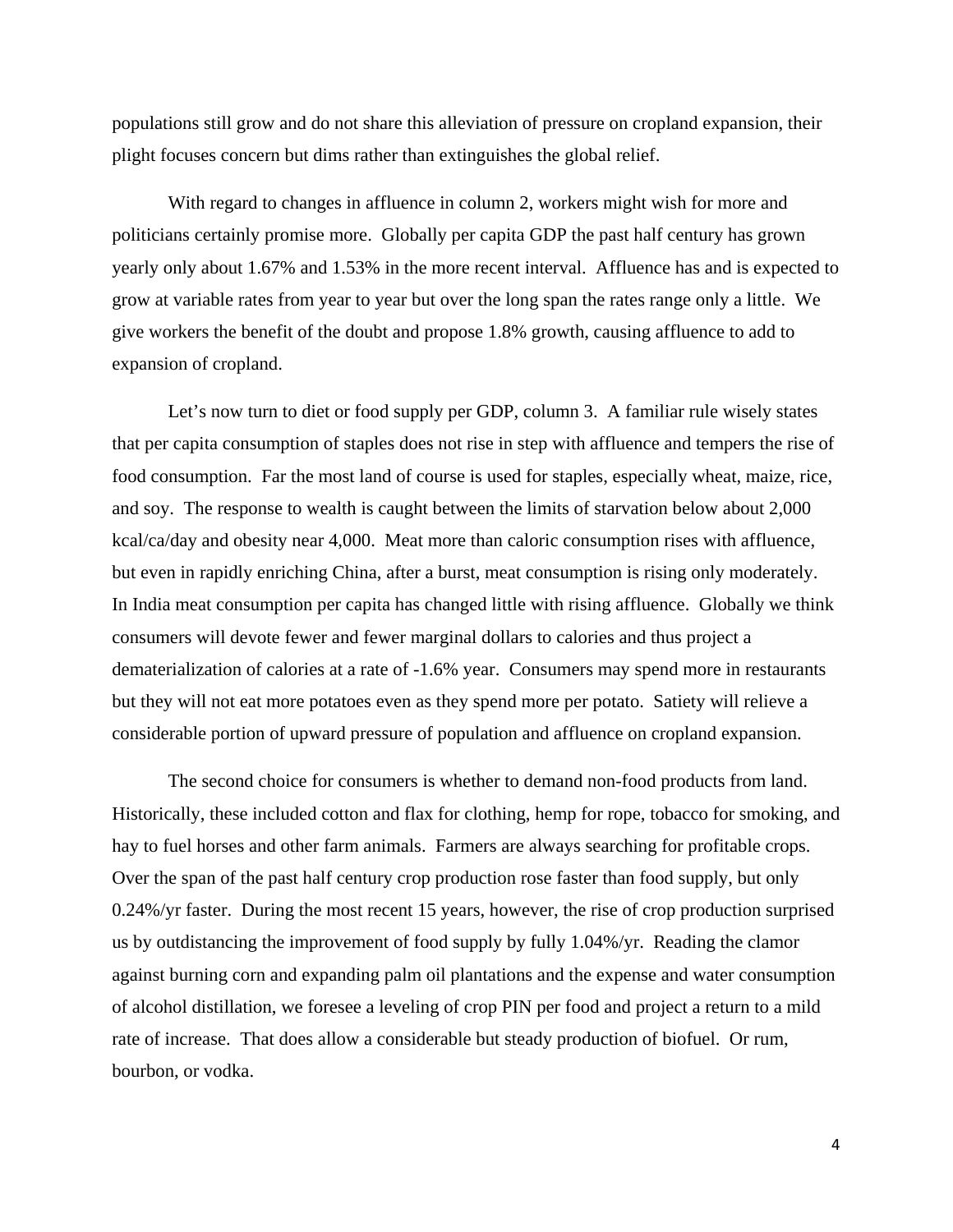populations still grow and do not share this alleviation of pressure on cropland expansion, their plight focuses concern but dims rather than extinguishes the global relief.

With regard to changes in affluence in column 2, workers might wish for more and politicians certainly promise more. Globally per capita GDP the past half century has grown yearly only about 1.67% and 1.53% in the more recent interval. Affluence has and is expected to grow at variable rates from year to year but over the long span the rates range only a little. We give workers the benefit of the doubt and propose 1.8% growth, causing affluence to add to expansion of cropland.

Let's now turn to diet or food supply per GDP, column 3. A familiar rule wisely states that per capita consumption of staples does not rise in step with affluence and tempers the rise of food consumption. Far the most land of course is used for staples, especially wheat, maize, rice, and soy. The response to wealth is caught between the limits of starvation below about 2,000 kcal/ca/day and obesity near 4,000. Meat more than caloric consumption rises with affluence, but even in rapidly enriching China, after a burst, meat consumption is rising only moderately. In India meat consumption per capita has changed little with rising affluence. Globally we think consumers will devote fewer and fewer marginal dollars to calories and thus project a dematerialization of calories at a rate of -1.6% year. Consumers may spend more in restaurants but they will not eat more potatoes even as they spend more per potato. Satiety will relieve a considerable portion of upward pressure of population and affluence on cropland expansion.

The second choice for consumers is whether to demand non-food products from land. Historically, these included cotton and flax for clothing, hemp for rope, tobacco for smoking, and hay to fuel horses and other farm animals. Farmers are always searching for profitable crops. Over the span of the past half century crop production rose faster than food supply, but only 0.24%/yr faster. During the most recent 15 years, however, the rise of crop production surprised us by outdistancing the improvement of food supply by fully 1.04%/yr. Reading the clamor against burning corn and expanding palm oil plantations and the expense and water consumption of alcohol distillation, we foresee a leveling of crop PIN per food and project a return to a mild rate of increase. That does allow a considerable but steady production of biofuel. Or rum, bourbon, or vodka.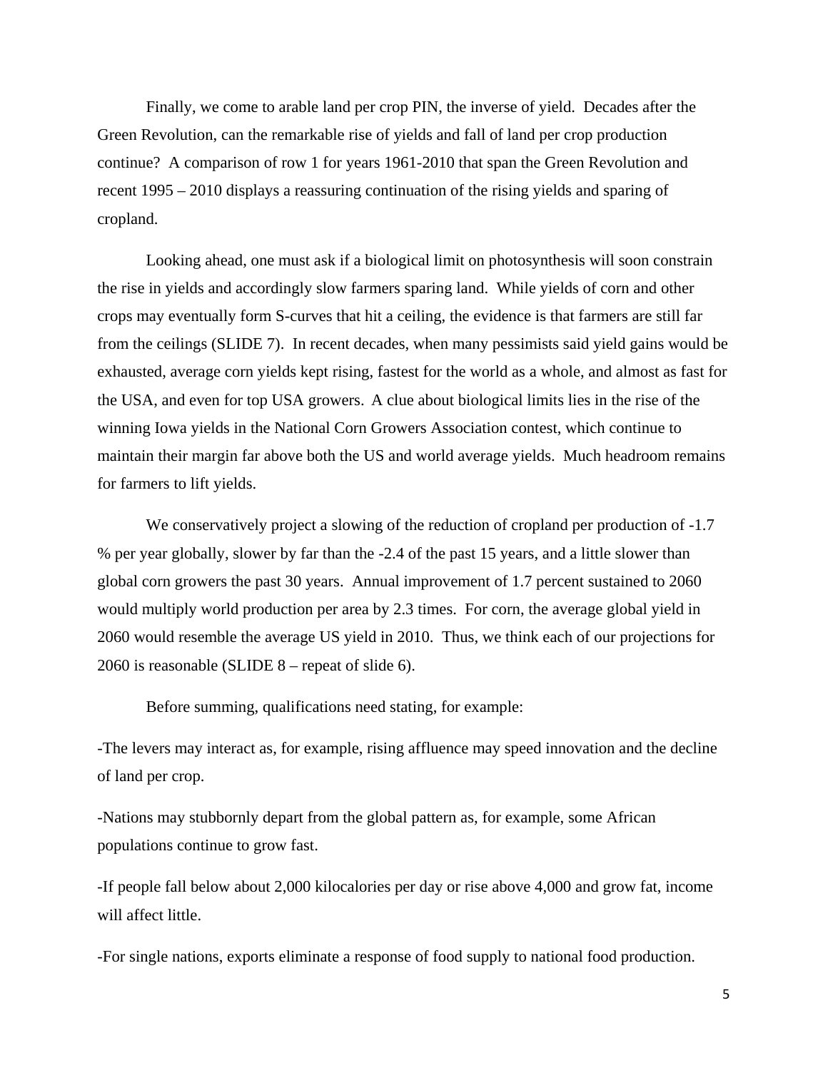Finally, we come to arable land per crop PIN, the inverse of yield. Decades after the Green Revolution, can the remarkable rise of yields and fall of land per crop production continue? A comparison of row 1 for years 1961-2010 that span the Green Revolution and recent 1995 – 2010 displays a reassuring continuation of the rising yields and sparing of cropland.

Looking ahead, one must ask if a biological limit on photosynthesis will soon constrain the rise in yields and accordingly slow farmers sparing land. While yields of corn and other crops may eventually form S-curves that hit a ceiling, the evidence is that farmers are still far from the ceilings (SLIDE 7). In recent decades, when many pessimists said yield gains would be exhausted, average corn yields kept rising, fastest for the world as a whole, and almost as fast for the USA, and even for top USA growers. A clue about biological limits lies in the rise of the winning Iowa yields in the National Corn Growers Association contest, which continue to maintain their margin far above both the US and world average yields. Much headroom remains for farmers to lift yields.

We conservatively project a slowing of the reduction of cropland per production of -1.7 % per year globally, slower by far than the -2.4 of the past 15 years, and a little slower than global corn growers the past 30 years. Annual improvement of 1.7 percent sustained to 2060 would multiply world production per area by 2.3 times. For corn, the average global yield in 2060 would resemble the average US yield in 2010. Thus, we think each of our projections for 2060 is reasonable (SLIDE 8 – repeat of slide 6).

Before summing, qualifications need stating, for example:

-The levers may interact as, for example, rising affluence may speed innovation and the decline of land per crop.

-Nations may stubbornly depart from the global pattern as, for example, some African populations continue to grow fast.

-If people fall below about 2,000 kilocalories per day or rise above 4,000 and grow fat, income will affect little.

-For single nations, exports eliminate a response of food supply to national food production.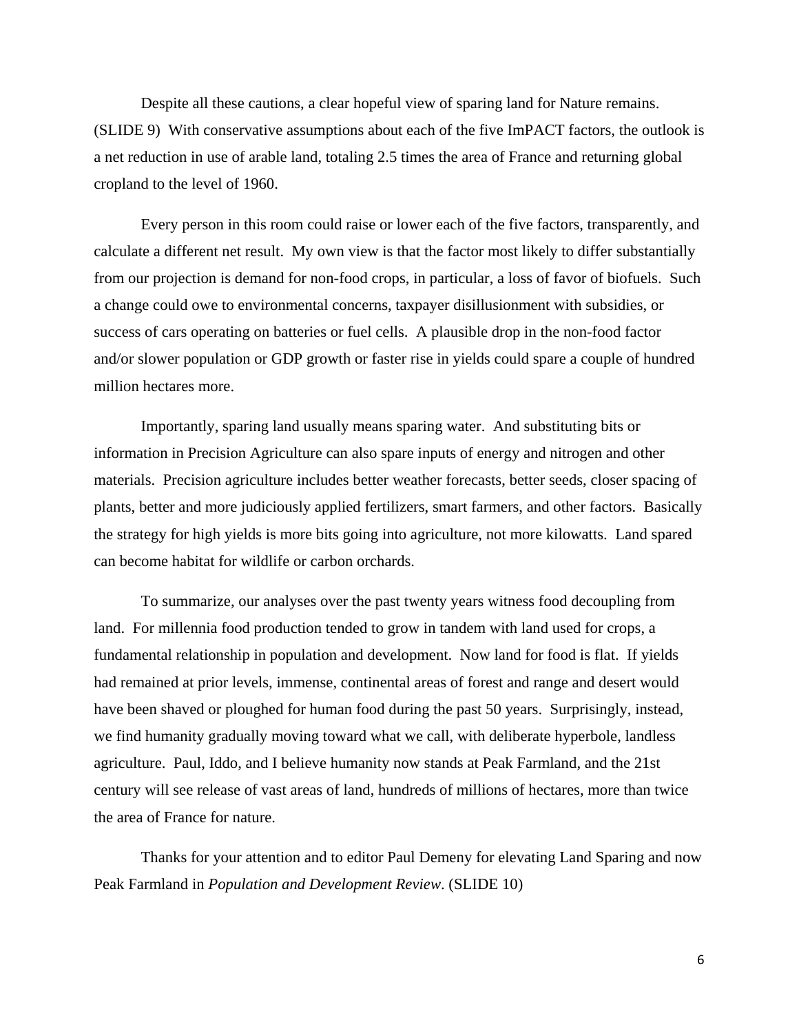Despite all these cautions, a clear hopeful view of sparing land for Nature remains. (SLIDE 9) With conservative assumptions about each of the five ImPACT factors, the outlook is a net reduction in use of arable land, totaling 2.5 times the area of France and returning global cropland to the level of 1960.

Every person in this room could raise or lower each of the five factors, transparently, and calculate a different net result. My own view is that the factor most likely to differ substantially from our projection is demand for non-food crops, in particular, a loss of favor of biofuels. Such a change could owe to environmental concerns, taxpayer disillusionment with subsidies, or success of cars operating on batteries or fuel cells. A plausible drop in the non-food factor and/or slower population or GDP growth or faster rise in yields could spare a couple of hundred million hectares more.

Importantly, sparing land usually means sparing water. And substituting bits or information in Precision Agriculture can also spare inputs of energy and nitrogen and other materials. Precision agriculture includes better weather forecasts, better seeds, closer spacing of plants, better and more judiciously applied fertilizers, smart farmers, and other factors. Basically the strategy for high yields is more bits going into agriculture, not more kilowatts. Land spared can become habitat for wildlife or carbon orchards.

To summarize, our analyses over the past twenty years witness food decoupling from land. For millennia food production tended to grow in tandem with land used for crops, a fundamental relationship in population and development. Now land for food is flat. If yields had remained at prior levels, immense, continental areas of forest and range and desert would have been shaved or ploughed for human food during the past 50 years. Surprisingly, instead, we find humanity gradually moving toward what we call, with deliberate hyperbole, landless agriculture. Paul, Iddo, and I believe humanity now stands at Peak Farmland, and the 21st century will see release of vast areas of land, hundreds of millions of hectares, more than twice the area of France for nature.

Thanks for your attention and to editor Paul Demeny for elevating Land Sparing and now Peak Farmland in *Population and Development Review*. (SLIDE 10)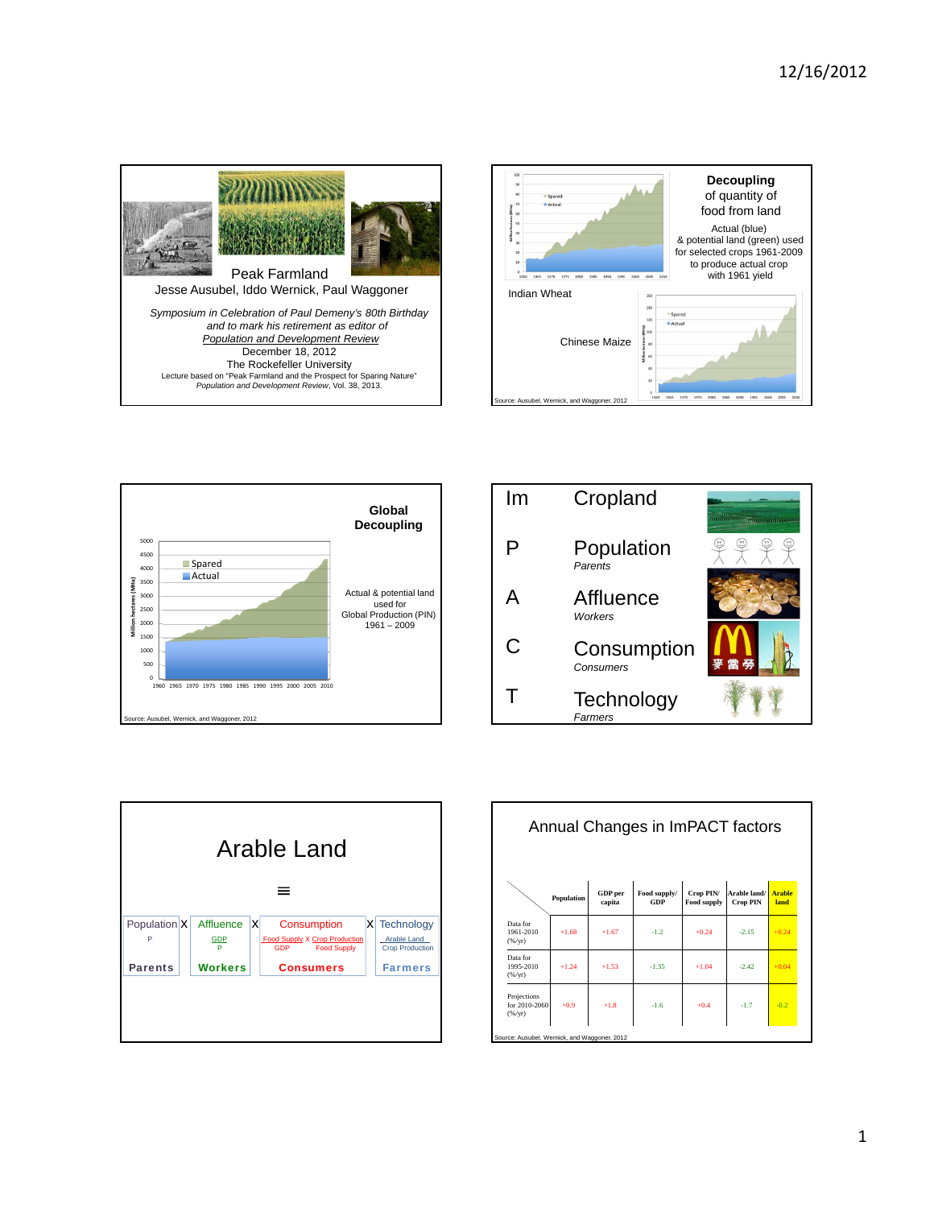## Peak Farmland

Jesse Ausubel, Iddo Wernick, Paul Waggoner

*Symposium in Celebration of Paul Demeny's 80th Birthday and to mark his retirement as editor of Population and Development Review*

December 18, 2012

The Rockefeller University

Lecture based on "Peak Farmland and the Prospect for Sparing Nature" *Population and Development Review*, Vol. 38, 2013.

---

## Decoupling of quantity of food from land

Actual (blue) & potential land (green) used for selected crops 1961-2009 to produce actual crop with 1961 yield

Indian Wheat

Chinese Maize

Source: Ausubel, Wernick, and Waggoner, 2012

---

## Global Decoupling

Actual & potential land used for Global Production (PIN) 1961 – 2009

Source: Ausubel, Wernick, and Waggoner, 2012

---

| | | |
|---|---|---|
| Im | Cropland | |
| P | Population | *Parents* |
| A | Affluence | *Workers* |
| C | Consumption | *Consumers* |
| T | Technology | *Farmers* |

---

## Arable Land

≡

| Population | X | Affluence | X | Consumption | X | Technology |
|---|---|---|---|---|---|---|
| P | | GDP / P | | Food Supply / GDP X Crop Production / Food Supply | | Arable Land / Crop Production |
| **Parents** | | **Workers** | | **Consumers** | | **Farmers** |

---

## Annual Changes in ImPACT factors

| | Population | GDP per capita | Food supply/ GDP | Crop PIN/ Food supply | Arable land/ Crop PIN | Arable land |
|---|---|---|---|---|---|---|
| Data for 1961-2010 (%/yr) | +1.68 | +1.67 | -1.2 | +0.24 | -2.15 | +0.24 |
| Data for 1995-2010 (%/yr) | +1.24 | +1.53 | -1.35 | +1.04 | -2.42 | +0.04 |
| Projections for 2010-2060 (%/yr) | +0.9 | +1.8 | -1.6 | +0.4 | -1.7 | -0.2 |

Source: Ausubel, Wernick, and Waggoner, 2012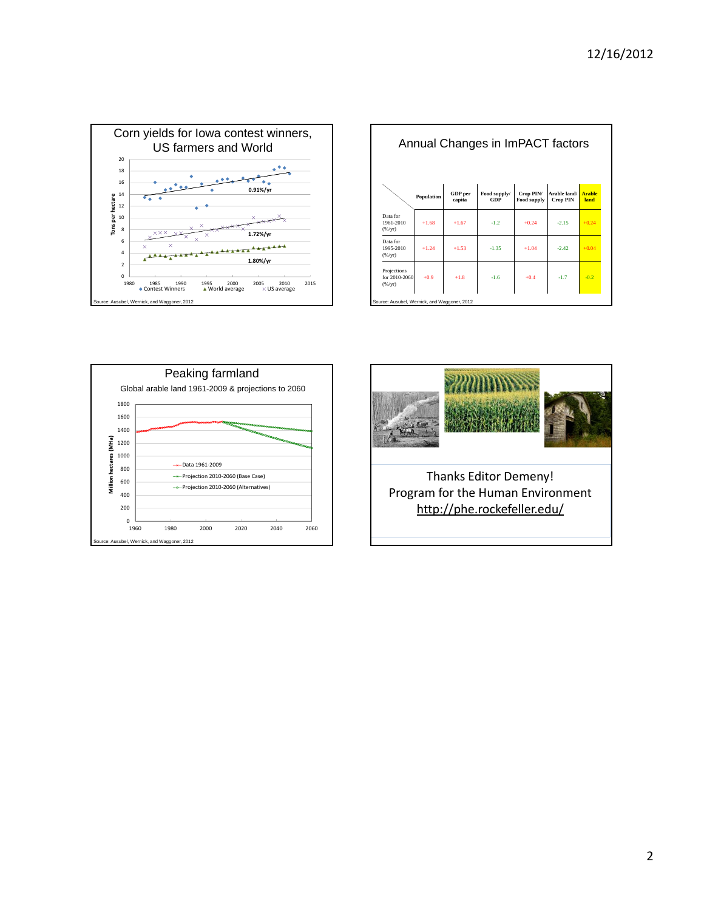## Corn yields for Iowa contest winners, US farmers and World

Tons per hectare

20
18
16
14
12
10
8
6
4
2
0

1980 1985 1990 1995 2000 2005 2010 2015

0.91%/yr

1.72%/yr

1.80%/yr

Contest Winners
World average
US average

Source: Ausubel, Wernick, and Waggoner, 2012

## Annual Changes in ImPACT factors

| | Population | GDP per capita | Food supply/ GDP | Crop PIN/ Food supply | Arable land/ Crop PIN | Arable land |
|---|---|---|---|---|---|---|
| Data for 1961-2010 (%/yr) | +1.68 | +1.67 | -1.2 | +0.24 | -2.15 | +0.24 |
| Data for 1995-2010 (%/yr) | +1.24 | +1.53 | -1.35 | +1.04 | -2.42 | +0.04 |
| Projections for 2010-2060 (%/yr) | +0.9 | +1.8 | -1.6 | +0.4 | -1.7 | -0.2 |

Source: Ausubel, Wernick, and Waggoner, 2012

## Peaking farmland

Global arable land 1961-2009 & projections to 2060

Million hectares (MHa)

1800
1600
1400
1200
1000
800
600
400
200
0

1960 1980 2000 2020 2040 2060

Data 1961-2009
Projection 2010-2060 (Base Case)
Projection 2010-2060 (Alternatives)

Source: Ausubel, Wernick, and Waggoner, 2012

Thanks Editor Demeny!

Program for the Human Environment

http://phe.rockefeller.edu/